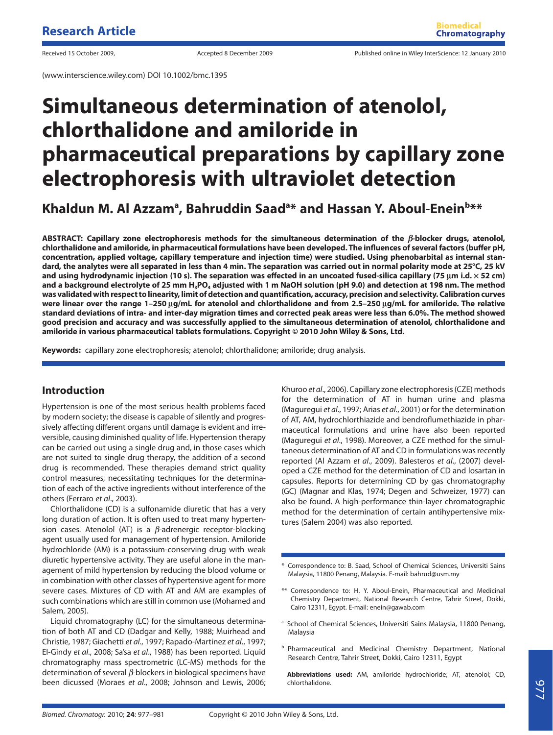Research Article

Received 15 October 2009, Accepted 8 December 2009 Published online in Wiley InterScience: 12 January 2010

(www.interscience.wiley.com) DOI 10.1002/bmc.1395

# Simultaneous determination of atenolol, chlorthalidone and amiloride in pharmaceutical preparations by capillary zone electrophoresis with ultraviolet detection

**Khaldun M. Al Azzam[a], Bahruddin Saad[a]* and Hassan Y. Aboul-Enein[b]****

**ABSTRACT: Capillary zone electrophoresis methods for the simultaneous determination of the β-blocker drugs, atenolol, chlorthalidone and amiloride, in pharmaceutical formulations have been developed. The influences of several factors (buffer pH, concentration, applied voltage, capillary temperature and injection time) were studied. Using phenobarbital as internal standard, the analytes were all separated in less than 4 min. The separation was carried out in normal polarity mode at 25°C, 25 kV and using hydrodynamic injection (10 s). The separation was effected in an uncoated fused-silica capillary (75 μm i.d. × 52 cm) and a background electrolyte of 25 mm $H_3PO_4$ adjusted with 1 m NaOH solution (pH 9.0) and detection at 198 nm. The method was validated with respect to linearity, limit of detection and quantification, accuracy, precision and selectivity. Calibration curves were linear over the range 1–250 μg/mL for atenolol and chlorthalidone and from 2.5–250 μg/mL for amiloride. The relative standard deviations of intra- and inter-day migration times and corrected peak areas were less than 6.0%. The method showed good precision and accuracy and was successfully applied to the simultaneous determination of atenolol, chlorthalidone and amiloride in various pharmaceutical tablets formulations. Copyright © 2010 John Wiley & Sons, Ltd.**

**Keywords:** capillary zone electrophoresis; atenolol; chlorthalidone; amiloride; drug analysis.

## Introduction

Hypertension is one of the most serious health problems faced by modern society; the disease is capable of silently and progressively affecting different organs until damage is evident and irreversible, causing diminished quality of life. Hypertension therapy can be carried out using a single drug and, in those cases which are not suited to single drug therapy, the addition of a second drug is recommended. These therapies demand strict quality control measures, necessitating techniques for the determination of each of the active ingredients without interference of the others (Ferraro *et al*., 2003).

Chlorthalidone (CD) is a sulfonamide diuretic that has a very long duration of action. It is often used to treat many hypertension cases. Atenolol (AT) is a β-adrenergic receptor-blocking agent usually used for management of hypertension. Amiloride hydrochloride (AM) is a potassium-conserving drug with weak diuretic hypertensive activity. They are useful alone in the management of mild hypertension by reducing the blood volume or in combination with other classes of hypertensive agent for more severe cases. Mixtures of CD with AT and AM are examples of such combinations which are still in common use (Mohamed and Salem, 2005).

Liquid chromatography (LC) for the simultaneous determination of both AT and CD (Dadgar and Kelly, 1988; Muirhead and Christie, 1987; Giachetti *et al*., 1997; Rapado-Martinez *et al*., 1997; El-Gindy *et al*., 2008; Sa'sa *et al*., 1988) has been reported. Liquid chromatography mass spectrometric (LC-MS) methods for the determination of several β-blockers in biological specimens have been dicussed (Moraes *et al*., 2008; Johnson and Lewis, 2006; Khuroo *et al*., 2006). Capillary zone electrophoresis (CZE) methods for the determination of AT in human urine and plasma (Maguregui *et al*., 1997; Arias *et al*., 2001) or for the determination of AT, AM, hydrochlorthiazide and bendroflumethiazide in pharmaceutical formulations and urine have also been reported (Maguregui *et al*., 1998). Moreover, a CZE method for the simultaneous determination of AT and CD in formulations was recently reported (Al Azzam *et al*., 2009). Balesteros *et al*., (2007) developed a CZE method for the determination of CD and losartan in capsules. Reports for determining CD by gas chromatography (GC) (Magnar and Klas, 1974; Degen and Schweizer, 1977) can also be found. A high-performance thin-layer chromatographic method for the determination of certain antihypertensive mixtures (Salem 2004) was also reported.

\* Correspondence to: B. Saad, School of Chemical Sciences, Universiti Sains Malaysia, 11800 Penang, Malaysia. E-mail: bahrud@usm.my

\*\* Correspondence to: H. Y. Aboul-Enein, Pharmaceutical and Medicinal Chemistry Department, National Research Centre, Tahrir Street, Dokki, Cairo 12311, Egypt. E-mail: enein@gawab.com

[a] School of Chemical Sciences, Universiti Sains Malaysia, 11800 Penang, Malaysia

[b] Pharmaceutical and Medicinal Chemistry Department, National Research Centre, Tahrir Street, Dokki, Cairo 12311, Egypt

**Abbreviations used:** AM, amiloride hydrochloride; AT, atenolol; CD, chlorthalidone.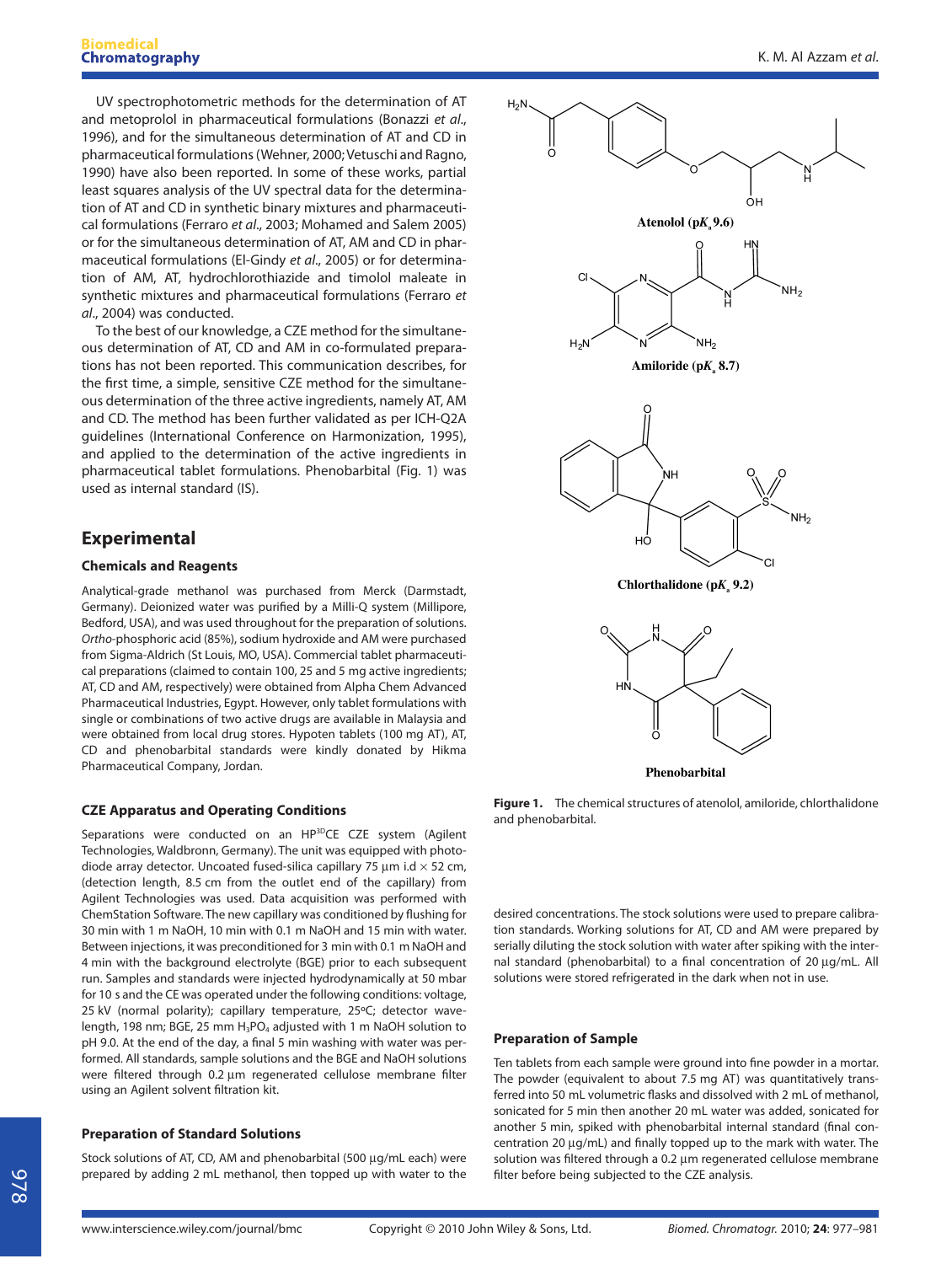UV spectrophotometric methods for the determination of AT and metoprolol in pharmaceutical formulations (Bonazzi *et al.*, 1996), and for the simultaneous determination of AT and CD in pharmaceutical formulations (Wehner, 2000; Vetuschi and Ragno, 1990) have also been reported. In some of these works, partial least squares analysis of the UV spectral data for the determination of AT and CD in synthetic binary mixtures and pharmaceutical formulations (Ferraro *et al.*, 2003; Mohamed and Salem 2005) or for the simultaneous determination of AT, AM and CD in pharmaceutical formulations (El-Gindy *et al.*, 2005) or for determination of AM, AT, hydrochlorothiazide and timolol maleate in synthetic mixtures and pharmaceutical formulations (Ferraro *et al.*, 2004) was conducted.

To the best of our knowledge, a CZE method for the simultaneous determination of AT, CD and AM in co-formulated preparations has not been reported. This communication describes, for the first time, a simple, sensitive CZE method for the simultaneous determination of the three active ingredients, namely AT, AM and CD. The method has been further validated as per ICH-Q2A guidelines (International Conference on Harmonization, 1995), and applied to the determination of the active ingredients in pharmaceutical tablet formulations. Phenobarbital (Fig. 1) was used as internal standard (IS).

Atenolol (p$K_a$ 9.6)

Amiloride (p$K_a$ 8.7)

Chlorthalidone (p$K_a$ 9.2)

Phenobarbital

**Figure 1.** The chemical structures of atenolol, amiloride, chlorthalidone and phenobarbital.

## Experimental

### Chemicals and Reagents

Analytical-grade methanol was purchased from Merck (Darmstadt, Germany). Deionized water was purified by a Milli-Q system (Millipore, Bedford, USA), and was used throughout for the preparation of solutions. *Ortho*-phosphoric acid (85%), sodium hydroxide and AM were purchased from Sigma-Aldrich (St Louis, MO, USA). Commercial tablet pharmaceutical preparations (claimed to contain 100, 25 and 5 mg active ingredients; AT, CD and AM, respectively) were obtained from Alpha Chem Advanced Pharmaceutical Industries, Egypt. However, only tablet formulations with single or combinations of two active drugs are available in Malaysia and were obtained from local drug stores. Hypoten tablets (100 mg AT), AT, CD and phenobarbital standards were kindly donated by Hikma Pharmaceutical Company, Jordan.

### CZE Apparatus and Operating Conditions

Separations were conducted on an HP$^{3D}$CE CZE system (Agilent Technologies, Waldbronn, Germany). The unit was equipped with photodiode array detector. Uncoated fused-silica capillary 75 µm i.d × 52 cm, (detection length, 8.5 cm from the outlet end of the capillary) from Agilent Technologies was used. Data acquisition was performed with ChemStation Software. The new capillary was conditioned by flushing for 30 min with 1 m NaOH, 10 min with 0.1 m NaOH and 15 min with water. Between injections, it was preconditioned for 3 min with 0.1 m NaOH and 4 min with the background electrolyte (BGE) prior to each subsequent run. Samples and standards were injected hydrodynamically at 50 mbar for 10 s and the CE was operated under the following conditions: voltage, 25 kV (normal polarity); capillary temperature, 25ºC; detector wavelength, 198 nm; BGE, 25 mm $H_3PO_4$ adjusted with 1 m NaOH solution to pH 9.0. At the end of the day, a final 5 min washing with water was performed. All standards, sample solutions and the BGE and NaOH solutions were filtered through 0.2 µm regenerated cellulose membrane filter using an Agilent solvent filtration kit.

### Preparation of Standard Solutions

Stock solutions of AT, CD, AM and phenobarbital (500 µg/mL each) were prepared by adding 2 mL methanol, then topped up with water to the desired concentrations. The stock solutions were used to prepare calibration standards. Working solutions for AT, CD and AM were prepared by serially diluting the stock solution with water after spiking with the internal standard (phenobarbital) to a final concentration of 20 µg/mL. All solutions were stored refrigerated in the dark when not in use.

### Preparation of Sample

Ten tablets from each sample were ground into fine powder in a mortar. The powder (equivalent to about 7.5 mg AT) was quantitatively transferred into 50 mL volumetric flasks and dissolved with 2 mL of methanol, sonicated for 5 min then another 20 mL water was added, sonicated for another 5 min, spiked with phenobarbital internal standard (final concentration 20 µg/mL) and finally topped up to the mark with water. The solution was filtered through a 0.2 µm regenerated cellulose membrane filter before being subjected to the CZE analysis.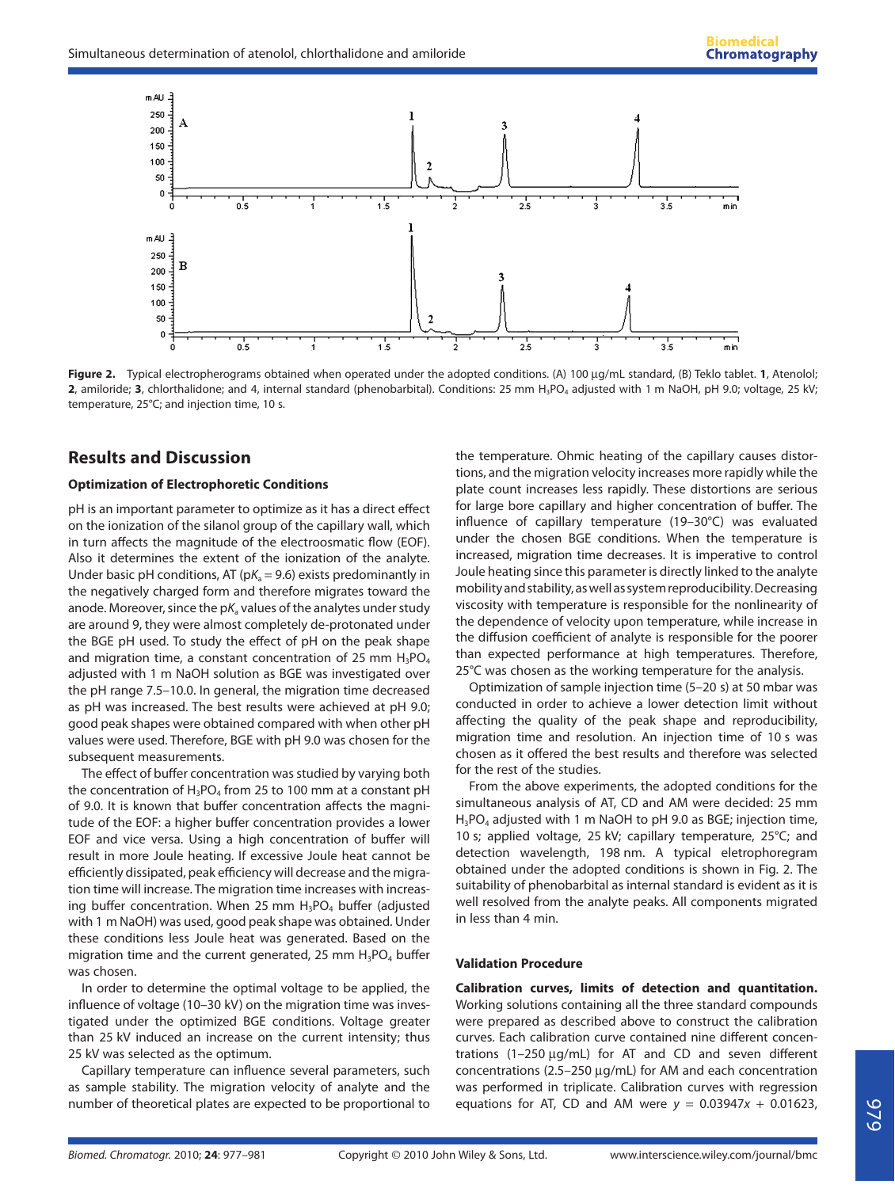**Figure 2.** Typical electropherograms obtained when operated under the adopted conditions. (A) 100 µg/mL standard, (B) Teklo tablet. **1**, Atenolol; **2**, amiloride; **3**, chlorthalidone; and 4, internal standard (phenobarbital). Conditions: 25 mm $H_3PO_4$ adjusted with 1 m NaOH, pH 9.0; voltage, 25 kV; temperature, 25°C; and injection time, 10 s.

## Results and Discussion

### Optimization of Electrophoretic Conditions

pH is an important parameter to optimize as it has a direct effect on the ionization of the silanol group of the capillary wall, which in turn affects the magnitude of the electroosmatic flow (EOF). Also it determines the extent of the ionization of the analyte. Under basic pH conditions, AT ($pK_a = 9.6$) exists predominantly in the negatively charged form and therefore migrates toward the anode. Moreover, since the $pK_a$ values of the analytes under study are around 9, they were almost completely de-protonated under the BGE pH used. To study the effect of pH on the peak shape and migration time, a constant concentration of 25 mm $H_3PO_4$ adjusted with 1 m NaOH solution as BGE was investigated over the pH range 7.5–10.0. In general, the migration time decreased as pH was increased. The best results were achieved at pH 9.0; good peak shapes were obtained compared with when other pH values were used. Therefore, BGE with pH 9.0 was chosen for the subsequent measurements.

The effect of buffer concentration was studied by varying both the concentration of $H_3PO_4$ from 25 to 100 mm at a constant pH of 9.0. It is known that buffer concentration affects the magnitude of the EOF: a higher buffer concentration provides a lower EOF and vice versa. Using a high concentration of buffer will result in more Joule heating. If excessive Joule heat cannot be efficiently dissipated, peak efficiency will decrease and the migration time will increase. The migration time increases with increasing buffer concentration. When 25 mm $H_3PO_4$ buffer (adjusted with 1 m NaOH) was used, good peak shape was obtained. Under these conditions less Joule heat was generated. Based on the migration time and the current generated, 25 mm $H_3PO_4$ buffer was chosen.

In order to determine the optimal voltage to be applied, the influence of voltage (10–30 kV) on the migration time was investigated under the optimized BGE conditions. Voltage greater than 25 kV induced an increase on the current intensity; thus 25 kV was selected as the optimum.

Capillary temperature can influence several parameters, such as sample stability. The migration velocity of analyte and the number of theoretical plates are expected to be proportional to the temperature. Ohmic heating of the capillary causes distortions, and the migration velocity increases more rapidly while the plate count increases less rapidly. These distortions are serious for large bore capillary and higher concentration of buffer. The influence of capillary temperature (19–30°C) was evaluated under the chosen BGE conditions. When the temperature is increased, migration time decreases. It is imperative to control Joule heating since this parameter is directly linked to the analyte mobility and stability, as well as system reproducibility. Decreasing viscosity with temperature is responsible for the nonlinearity of the dependence of velocity upon temperature, while increase in the diffusion coefficient of analyte is responsible for the poorer than expected performance at high temperatures. Therefore, 25°C was chosen as the working temperature for the analysis.

Optimization of sample injection time (5–20 s) at 50 mbar was conducted in order to achieve a lower detection limit without affecting the quality of the peak shape and reproducibility, migration time and resolution. An injection time of 10 s was chosen as it offered the best results and therefore was selected for the rest of the studies.

From the above experiments, the adopted conditions for the simultaneous analysis of AT, CD and AM were decided: 25 mm $H_3PO_4$ adjusted with 1 m NaOH to pH 9.0 as BGE; injection time, 10 s; applied voltage, 25 kV; capillary temperature, 25°C; and detection wavelength, 198 nm. A typical eletrophoregram obtained under the adopted conditions is shown in Fig. 2. The suitability of phenobarbital as internal standard is evident as it is well resolved from the analyte peaks. All components migrated in less than 4 min.

### Validation Procedure

**Calibration curves, limits of detection and quantitation.** Working solutions containing all the three standard compounds were prepared as described above to construct the calibration curves. Each calibration curve contained nine different concentrations (1–250 µg/mL) for AT and CD and seven different concentrations (2.5–250 µg/mL) for AM and each concentration was performed in triplicate. Calibration curves with regression equations for AT, CD and AM were $y = 0.03947x + 0.01623$,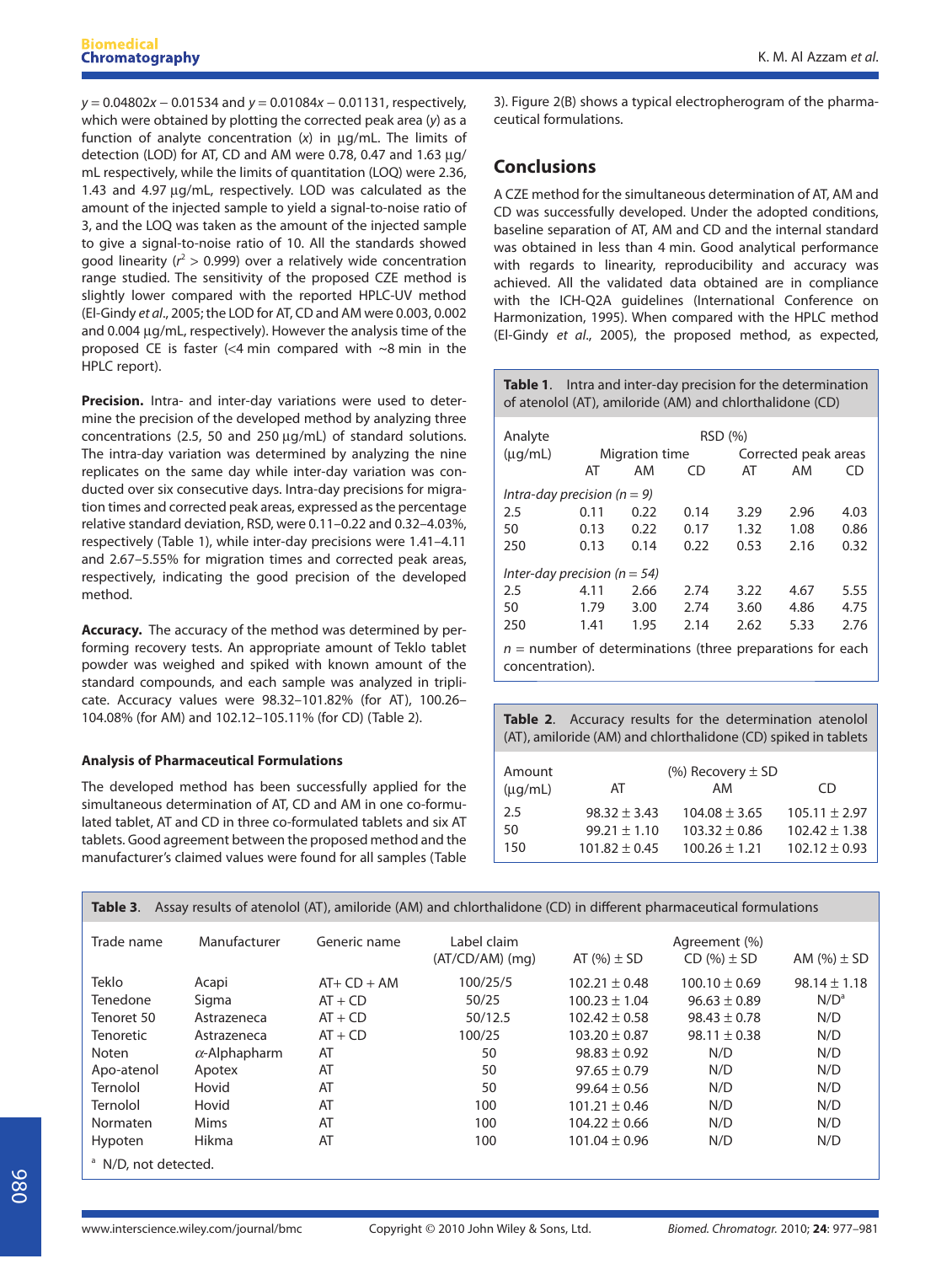$y = 0.04802x - 0.01534$ and $y = 0.01084x - 0.01131$, respectively, which were obtained by plotting the corrected peak area ($y$) as a function of analyte concentration ($x$) in µg/mL. The limits of detection (LOD) for AT, CD and AM were 0.78, 0.47 and 1.63 µg/mL respectively, while the limits of quantitation (LOQ) were 2.36, 1.43 and 4.97 µg/mL, respectively. LOD was calculated as the amount of the injected sample to yield a signal-to-noise ratio of 3, and the LOQ was taken as the amount of the injected sample to give a signal-to-noise ratio of 10. All the standards showed good linearity ($r^2 > 0.999$) over a relatively wide concentration range studied. The sensitivity of the proposed CZE method is slightly lower compared with the reported HPLC-UV method (El-Gindy *et al*., 2005; the LOD for AT, CD and AM were 0.003, 0.002 and 0.004 µg/mL, respectively). However the analysis time of the proposed CE is faster (<4 min compared with ~8 min in the HPLC report).

**Precision.** Intra- and inter-day variations were used to determine the precision of the developed method by analyzing three concentrations (2.5, 50 and 250 µg/mL) of standard solutions. The intra-day variation was determined by analyzing the nine replicates on the same day while inter-day variation was conducted over six consecutive days. Intra-day precisions for migration times and corrected peak areas, expressed as the percentage relative standard deviation, RSD, were 0.11–0.22 and 0.32–4.03%, respectively (Table 1), while inter-day precisions were 1.41–4.11 and 2.67–5.55% for migration times and corrected peak areas, respectively, indicating the good precision of the developed method.

**Accuracy.** The accuracy of the method was determined by performing recovery tests. An appropriate amount of Teklo tablet powder was weighed and spiked with known amount of the standard compounds, and each sample was analyzed in triplicate. Accuracy values were 98.32–101.82% (for AT), 100.26–104.08% (for AM) and 102.12–105.11% (for CD) (Table 2).

### Analysis of Pharmaceutical Formulations

The developed method has been successfully applied for the simultaneous determination of AT, CD and AM in one co-formulated tablet, AT and CD in three co-formulated tablets and six AT tablets. Good agreement between the proposed method and the manufacturer's claimed values were found for all samples (Table 3). Figure 2(B) shows a typical electropherogram of the pharmaceutical formulations.

## Conclusions

A CZE method for the simultaneous determination of AT, AM and CD was successfully developed. Under the adopted conditions, baseline separation of AT, AM and CD and the internal standard was obtained in less than 4 min. Good analytical performance with regards to linearity, reproducibility and accuracy was achieved. All the validated data obtained are in compliance with the ICH-Q2A guidelines (International Conference on Harmonization, 1995). When compared with the HPLC method (El-Gindy *et al*., 2005), the proposed method, as expected,

**Table 1.** Intra and inter-day precision for the determination of atenolol (AT), amiloride (AM) and chlorthalidone (CD)

| Analyte (µg/mL) | RSD (%) | | | | | |
|---|---|---|---|---|---|---|
| | Migration time | | | Corrected peak areas | | |
| | AT | AM | CD | AT | AM | CD |
| *Intra-day precision (n = 9)* | | | | | | |
| 2.5 | 0.11 | 0.22 | 0.14 | 3.29 | 2.96 | 4.03 |
| 50 | 0.13 | 0.22 | 0.17 | 1.32 | 1.08 | 0.86 |
| 250 | 0.13 | 0.14 | 0.22 | 0.53 | 2.16 | 0.32 |
| *Inter-day precision (n = 54)* | | | | | | |
| 2.5 | 4.11 | 2.66 | 2.74 | 3.22 | 4.67 | 5.55 |
| 50 | 1.79 | 3.00 | 2.74 | 3.60 | 4.86 | 4.75 |
| 250 | 1.41 | 1.95 | 2.14 | 2.62 | 5.33 | 2.76 |

$n$ = number of determinations (three preparations for each concentration).

**Table 2.** Accuracy results for the determination atenolol (AT), amiloride (AM) and chlorthalidone (CD) spiked in tablets

| Amount (µg/mL) | (%) Recovery ± SD | | |
|---|---|---|---|
| | AT | AM | CD |
| 2.5 | 98.32 ± 3.43 | 104.08 ± 3.65 | 105.11 ± 2.97 |
| 50 | 99.21 ± 1.10 | 103.32 ± 0.86 | 102.42 ± 1.38 |
| 150 | 101.82 ± 0.45 | 100.26 ± 1.21 | 102.12 ± 0.93 |

**Table 3.** Assay results of atenolol (AT), amiloride (AM) and chlorthalidone (CD) in different pharmaceutical formulations

| Trade name | Manufacturer | Generic name | Label claim (AT/CD/AM) (mg) | Agreement (%) AT (%) ± SD | CD (%) ± SD | AM (%) ± SD |
|---|---|---|---|---|---|---|
| Teklo | Acapi | AT+ CD + AM | 100/25/5 | 102.21 ± 0.48 | 100.10 ± 0.69 | 98.14 ± 1.18 |
| Tenedone | Sigma | AT + CD | 50/25 | 100.23 ± 1.04 | 96.63 ± 0.89 | N/D[a] |
| Tenoret 50 | Astrazeneca | AT + CD | 50/12.5 | 102.42 ± 0.58 | 98.43 ± 0.78 | N/D |
| Tenoretic | Astrazeneca | AT + CD | 100/25 | 103.20 ± 0.87 | 98.11 ± 0.38 | N/D |
| Noten | $\alpha$-Alphapharm | AT | 50 | 98.83 ± 0.92 | N/D | N/D |
| Apo-atenol | Apotex | AT | 50 | 97.65 ± 0.79 | N/D | N/D |
| Ternolol | Hovid | AT | 50 | 99.64 ± 0.56 | N/D | N/D |
| Ternolol | Hovid | AT | 100 | 101.21 ± 0.46 | N/D | N/D |
| Normaten | Mims | AT | 100 | 104.22 ± 0.66 | N/D | N/D |
| Hypoten | Hikma | AT | 100 | 101.04 ± 0.96 | N/D | N/D |

[a] N/D, not detected.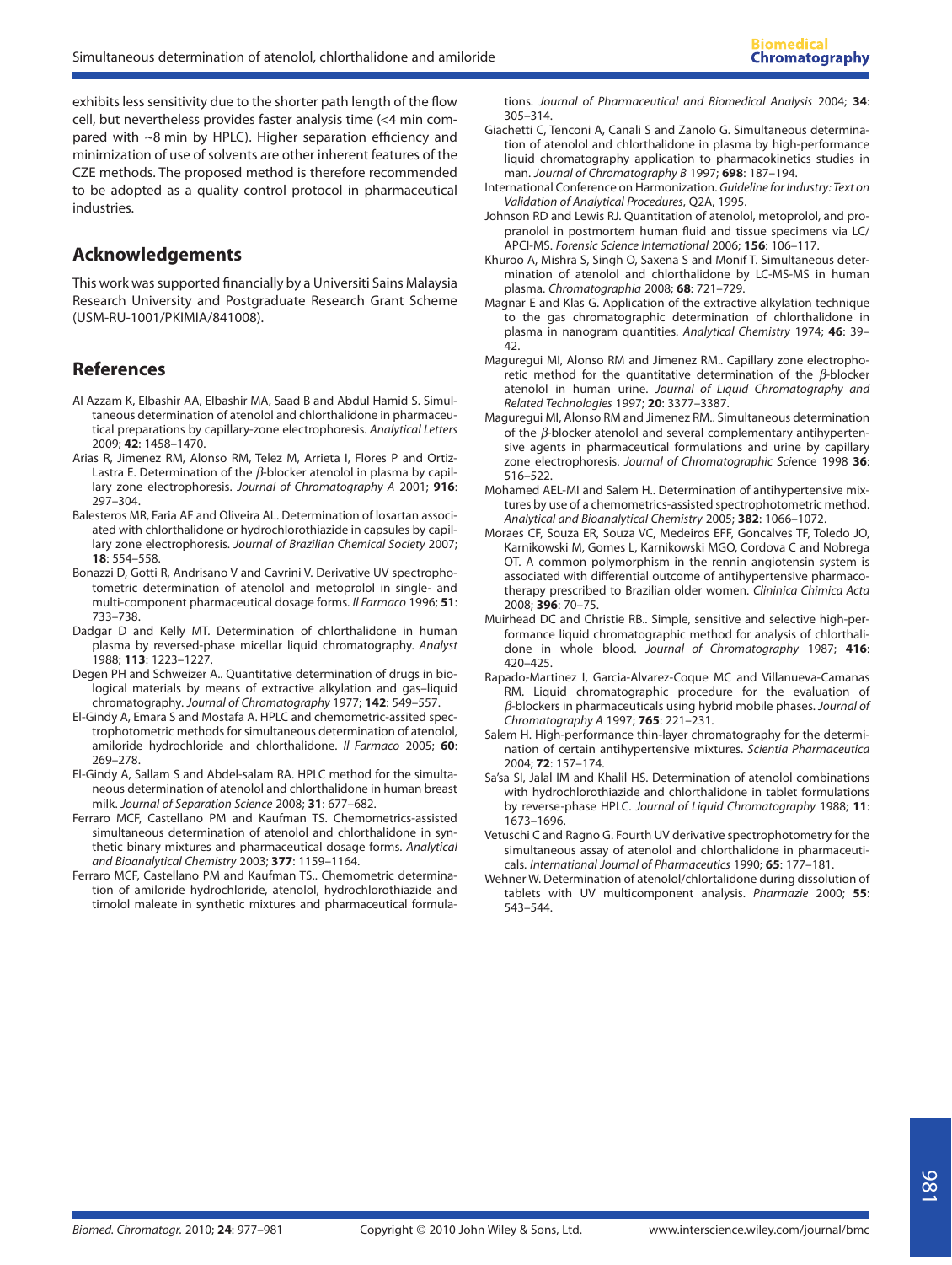exhibits less sensitivity due to the shorter path length of the flow cell, but nevertheless provides faster analysis time (<4 min compared with ~8 min by HPLC). Higher separation efficiency and minimization of use of solvents are other inherent features of the CZE methods. The proposed method is therefore recommended to be adopted as a quality control protocol in pharmaceutical industries.

## Acknowledgements

This work was supported financially by a Universiti Sains Malaysia Research University and Postgraduate Research Grant Scheme (USM-RU-1001/PKIMIA/841008).

## References

Al Azzam K, Elbashir AA, Elbashir MA, Saad B and Abdul Hamid S. Simultaneous determination of atenolol and chlorthalidone in pharmaceutical preparations by capillary-zone electrophoresis. *Analytical Letters* 2009; **42**: 1458–1470.

Arias R, Jimenez RM, Alonso RM, Telez M, Arrieta I, Flores P and Ortiz-Lastra E. Determination of the $\beta$-blocker atenolol in plasma by capillary zone electrophoresis. *Journal of Chromatography A* 2001; **916**: 297–304.

Balesteros MR, Faria AF and Oliveira AL. Determination of losartan associated with chlorthalidone or hydrochlorothiazide in capsules by capillary zone electrophoresis. *Journal of Brazilian Chemical Society* 2007; **18**: 554–558.

Bonazzi D, Gotti R, Andrisano V and Cavrini V. Derivative UV spectrophotometric determination of atenolol and metoprolol in single- and multi-component pharmaceutical dosage forms. *Il Farmaco* 1996; **51**: 733–738.

Dadgar D and Kelly MT. Determination of chlorthalidone in human plasma by reversed-phase micellar liquid chromatography. *Analyst* 1988; **113**: 1223–1227.

Degen PH and Schweizer A.. Quantitative determination of drugs in biological materials by means of extractive alkylation and gas–liquid chromatography. *Journal of Chromatography* 1977; **142**: 549–557.

El-Gindy A, Emara S and Mostafa A. HPLC and chemometric-assited spectrophotometric methods for simultaneous determination of atenolol, amiloride hydrochloride and chlorthalidone. *Il Farmaco* 2005; **60**: 269–278.

El-Gindy A, Sallam S and Abdel-salam RA. HPLC method for the simultaneous determination of atenolol and chlorthalidone in human breast milk. *Journal of Separation Science* 2008; **31**: 677–682.

Ferraro MCF, Castellano PM and Kaufman TS. Chemometrics-assisted simultaneous determination of atenolol and chlorthalidone in synthetic binary mixtures and pharmaceutical dosage forms. *Analytical and Bioanalytical Chemistry* 2003; **377**: 1159–1164.

Ferraro MCF, Castellano PM and Kaufman TS.. Chemometric determination of amiloride hydrochloride, atenolol, hydrochlorothiazide and timolol maleate in synthetic mixtures and pharmaceutical formulations. *Journal of Pharmaceutical and Biomedical Analysis* 2004; **34**: 305–314.

Giachetti C, Tenconi A, Canali S and Zanolo G. Simultaneous determination of atenolol and chlorthalidone in plasma by high-performance liquid chromatography application to pharmacokinetics studies in man. *Journal of Chromatography B* 1997; **698**: 187–194.

International Conference on Harmonization. *Guideline for Industry: Text on Validation of Analytical Procedures*, Q2A, 1995.

Johnson RD and Lewis RJ. Quantitation of atenolol, metoprolol, and propranolol in postmortem human fluid and tissue specimens via LC/APCI-MS. *Forensic Science International* 2006; **156**: 106–117.

Khuroo A, Mishra S, Singh O, Saxena S and Monif T. Simultaneous determination of atenolol and chlorthalidone by LC-MS-MS in human plasma. *Chromatographia* 2008; **68**: 721–729.

Magnar E and Klas G. Application of the extractive alkylation technique to the gas chromatographic determination of chlorthalidone in plasma in nanogram quantities. *Analytical Chemistry* 1974; **46**: 39–42.

Maguregui MI, Alonso RM and Jimenez RM.. Capillary zone electrophoretic method for the quantitative determination of the $\beta$-blocker atenolol in human urine. *Journal of Liquid Chromatography and Related Technologies* 1997; **20**: 3377–3387.

Maguregui MI, Alonso RM and Jimenez RM.. Simultaneous determination of the $\beta$-blocker atenolol and several complementary antihypertensive agents in pharmaceutical formulations and urine by capillary zone electrophoresis. *Journal of Chromatographic Sci*ence 1998 **36**: 516–522.

Mohamed AEL-MI and Salem H.. Determination of antihypertensive mixtures by use of a chemometrics-assisted spectrophotometric method. *Analytical and Bioanalytical Chemistry* 2005; **382**: 1066–1072.

Moraes CF, Souza ER, Souza VC, Medeiros EFF, Goncalves TF, Toledo JO, Karnikowski M, Gomes L, Karnikowski MGO, Cordova C and Nobrega OT. A common polymorphism in the rennin angiotensin system is associated with differential outcome of antihypertensive pharmacotherapy prescribed to Brazilian older women. *Clininica Chimica Acta* 2008; **396**: 70–75.

Muirhead DC and Christie RB.. Simple, sensitive and selective high-performance liquid chromatographic method for analysis of chlorthalidone in whole blood. *Journal of Chromatography* 1987; **416**: 420–425.

Rapado-Martinez I, Garcia-Alvarez-Coque MC and Villanueva-Camanas RM. Liquid chromatographic procedure for the evaluation of $\beta$-blockers in pharmaceuticals using hybrid mobile phases. *Journal of Chromatography A* 1997; **765**: 221–231.

Salem H. High-performance thin-layer chromatography for the determination of certain antihypertensive mixtures. *Scientia Pharmaceutica* 2004; **72**: 157–174.

Sa'sa SI, Jalal IM and Khalil HS. Determination of atenolol combinations with hydrochlorothiazide and chlorthalidone in tablet formulations by reverse-phase HPLC. *Journal of Liquid Chromatography* 1988; **11**: 1673–1696.

Vetuschi C and Ragno G. Fourth UV derivative spectrophotometry for the simultaneous assay of atenolol and chlorthalidone in pharmaceuticals. *International Journal of Pharmaceutics* 1990; **65**: 177–181.

Wehner W. Determination of atenolol/chlortalidone during dissolution of tablets with UV multicomponent analysis. *Pharmazie* 2000; **55**: 543–544.